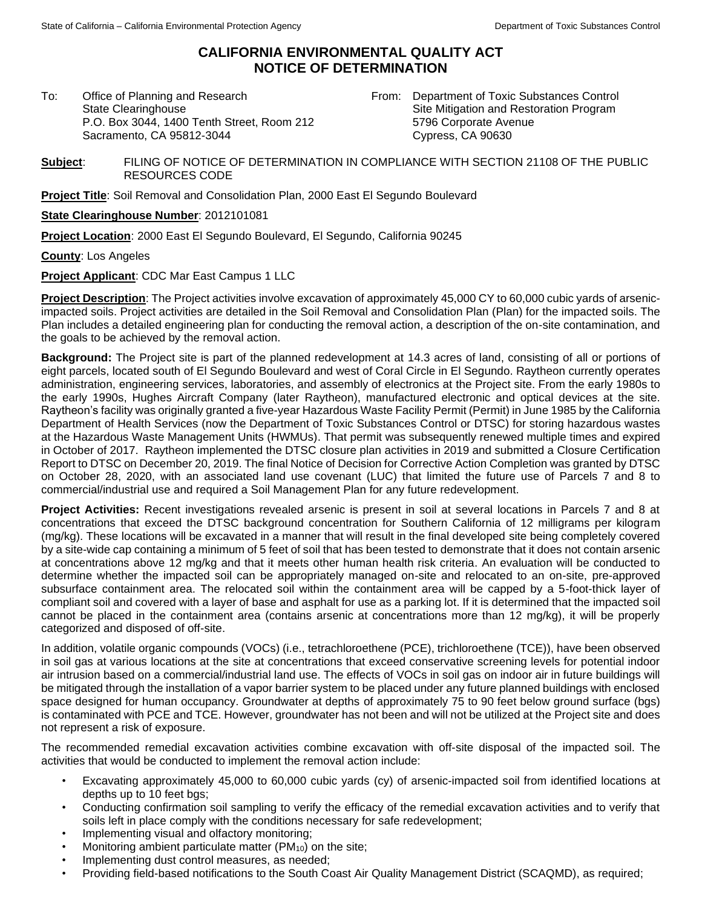# CALIFORNIA ENVIRONMENTAL QUALITY ACT
# NOTICE OF DETERMINATION

To: Office of Planning and Research
State Clearinghouse
P.O. Box 3044, 1400 Tenth Street, Room 212
Sacramento, CA 95812-3044

From: Department of Toxic Substances Control
Site Mitigation and Restoration Program
5796 Corporate Avenue
Cypress, CA 90630

**Subject**: FILING OF NOTICE OF DETERMINATION IN COMPLIANCE WITH SECTION 21108 OF THE PUBLIC RESOURCES CODE

**Project Title**: Soil Removal and Consolidation Plan, 2000 East El Segundo Boulevard

**State Clearinghouse Number**: 2012101081

**Project Location**: 2000 East El Segundo Boulevard, El Segundo, California 90245

**County**: Los Angeles

**Project Applicant**: CDC Mar East Campus 1 LLC

**Project Description**: The Project activities involve excavation of approximately 45,000 CY to 60,000 cubic yards of arsenic-impacted soils. Project activities are detailed in the Soil Removal and Consolidation Plan (Plan) for the impacted soils. The Plan includes a detailed engineering plan for conducting the removal action, a description of the on-site contamination, and the goals to be achieved by the removal action.

**Background:** The Project site is part of the planned redevelopment at 14.3 acres of land, consisting of all or portions of eight parcels, located south of El Segundo Boulevard and west of Coral Circle in El Segundo. Raytheon currently operates administration, engineering services, laboratories, and assembly of electronics at the Project site. From the early 1980s to the early 1990s, Hughes Aircraft Company (later Raytheon), manufactured electronic and optical devices at the site. Raytheon's facility was originally granted a five-year Hazardous Waste Facility Permit (Permit) in June 1985 by the California Department of Health Services (now the Department of Toxic Substances Control or DTSC) for storing hazardous wastes at the Hazardous Waste Management Units (HWMUs). That permit was subsequently renewed multiple times and expired in October of 2017. Raytheon implemented the DTSC closure plan activities in 2019 and submitted a Closure Certification Report to DTSC on December 20, 2019. The final Notice of Decision for Corrective Action Completion was granted by DTSC on October 28, 2020, with an associated land use covenant (LUC) that limited the future use of Parcels 7 and 8 to commercial/industrial use and required a Soil Management Plan for any future redevelopment.

**Project Activities:** Recent investigations revealed arsenic is present in soil at several locations in Parcels 7 and 8 at concentrations that exceed the DTSC background concentration for Southern California of 12 milligrams per kilogram (mg/kg). These locations will be excavated in a manner that will result in the final developed site being completely covered by a site-wide cap containing a minimum of 5 feet of soil that has been tested to demonstrate that it does not contain arsenic at concentrations above 12 mg/kg and that it meets other human health risk criteria. An evaluation will be conducted to determine whether the impacted soil can be appropriately managed on-site and relocated to an on-site, pre-approved subsurface containment area. The relocated soil within the containment area will be capped by a 5-foot-thick layer of compliant soil and covered with a layer of base and asphalt for use as a parking lot. If it is determined that the impacted soil cannot be placed in the containment area (contains arsenic at concentrations more than 12 mg/kg), it will be properly categorized and disposed of off-site.

In addition, volatile organic compounds (VOCs) (i.e., tetrachloroethene (PCE), trichloroethene (TCE)), have been observed in soil gas at various locations at the site at concentrations that exceed conservative screening levels for potential indoor air intrusion based on a commercial/industrial land use. The effects of VOCs in soil gas on indoor air in future buildings will be mitigated through the installation of a vapor barrier system to be placed under any future planned buildings with enclosed space designed for human occupancy. Groundwater at depths of approximately 75 to 90 feet below ground surface (bgs) is contaminated with PCE and TCE. However, groundwater has not been and will not be utilized at the Project site and does not represent a risk of exposure.

The recommended remedial excavation activities combine excavation with off-site disposal of the impacted soil. The activities that would be conducted to implement the removal action include:

- Excavating approximately 45,000 to 60,000 cubic yards (cy) of arsenic-impacted soil from identified locations at depths up to 10 feet bgs;
- Conducting confirmation soil sampling to verify the efficacy of the remedial excavation activities and to verify that soils left in place comply with the conditions necessary for safe redevelopment;
- Implementing visual and olfactory monitoring;
- Monitoring ambient particulate matter ($PM_{10}$) on the site;
- Implementing dust control measures, as needed;
- Providing field-based notifications to the South Coast Air Quality Management District (SCAQMD), as required;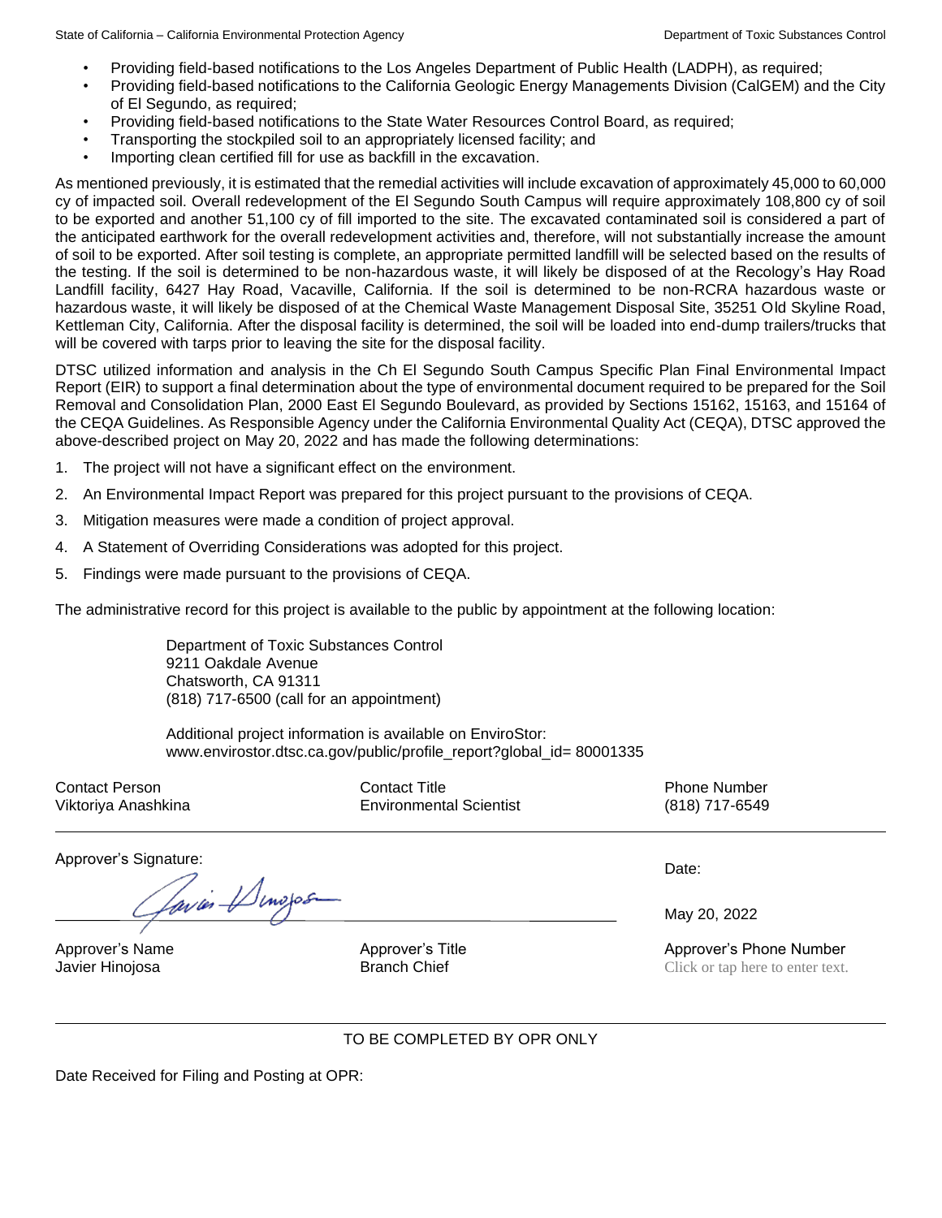- Providing field-based notifications to the Los Angeles Department of Public Health (LADPH), as required;
- Providing field-based notifications to the California Geologic Energy Managements Division (CalGEM) and the City of El Segundo, as required;
- Providing field-based notifications to the State Water Resources Control Board, as required;
- Transporting the stockpiled soil to an appropriately licensed facility; and
- Importing clean certified fill for use as backfill in the excavation.

As mentioned previously, it is estimated that the remedial activities will include excavation of approximately 45,000 to 60,000 cy of impacted soil. Overall redevelopment of the El Segundo South Campus will require approximately 108,800 cy of soil to be exported and another 51,100 cy of fill imported to the site. The excavated contaminated soil is considered a part of the anticipated earthwork for the overall redevelopment activities and, therefore, will not substantially increase the amount of soil to be exported. After soil testing is complete, an appropriate permitted landfill will be selected based on the results of the testing. If the soil is determined to be non-hazardous waste, it will likely be disposed of at the Recology's Hay Road Landfill facility, 6427 Hay Road, Vacaville, California. If the soil is determined to be non-RCRA hazardous waste or hazardous waste, it will likely be disposed of at the Chemical Waste Management Disposal Site, 35251 Old Skyline Road, Kettleman City, California. After the disposal facility is determined, the soil will be loaded into end-dump trailers/trucks that will be covered with tarps prior to leaving the site for the disposal facility.

DTSC utilized information and analysis in the Ch El Segundo South Campus Specific Plan Final Environmental Impact Report (EIR) to support a final determination about the type of environmental document required to be prepared for the Soil Removal and Consolidation Plan, 2000 East El Segundo Boulevard, as provided by Sections 15162, 15163, and 15164 of the CEQA Guidelines. As Responsible Agency under the California Environmental Quality Act (CEQA), DTSC approved the above-described project on May 20, 2022 and has made the following determinations:

1. The project will not have a significant effect on the environment.
2. An Environmental Impact Report was prepared for this project pursuant to the provisions of CEQA.
3. Mitigation measures were made a condition of project approval.
4. A Statement of Overriding Considerations was adopted for this project.
5. Findings were made pursuant to the provisions of CEQA.

The administrative record for this project is available to the public by appointment at the following location:

Department of Toxic Substances Control
9211 Oakdale Avenue
Chatsworth, CA 91311
(818) 717-6500 (call for an appointment)

Additional project information is available on EnviroStor:
www.envirostor.dtsc.ca.gov/public/profile_report?global_id= 80001335

| Contact Person | Contact Title | Phone Number |
| --- | --- | --- |
| Viktoriya Anashkina | Environmental Scientist | (818) 717-6549 |

Approver's Signature: Javier Hinojosa

Date: May 20, 2022

| Approver's Name | Approver's Title | Approver's Phone Number |
| --- | --- | --- |
| Javier Hinojosa | Branch Chief | Click or tap here to enter text. |

TO BE COMPLETED BY OPR ONLY

Date Received for Filing and Posting at OPR: